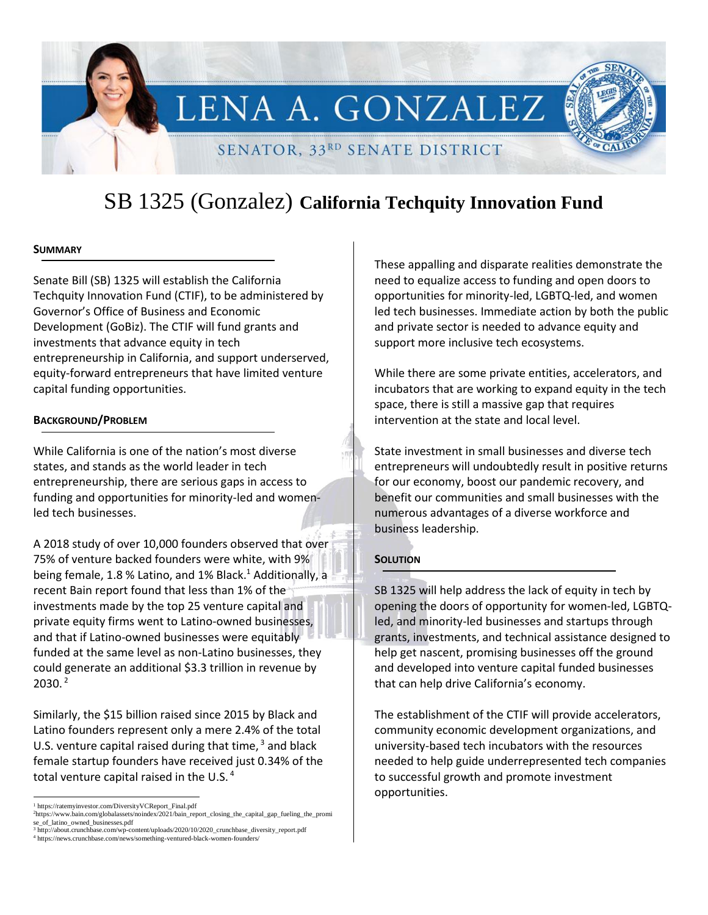LENA A. GONZALEZ

SENATOR, 33RD SENATE DISTRICT

# SB 1325 (Gonzalez) **California Techquity Innovation Fund**

## Summary

Senate Bill (SB) 1325 will establish the California Techquity Innovation Fund (CTIF), to be administered by Governor's Office of Business and Economic Development (GoBiz). The CTIF will fund grants and investments that advance equity in tech entrepreneurship in California, and support underserved, equity-forward entrepreneurs that have limited venture capital funding opportunities.

## Background/Problem

While California is one of the nation's most diverse states, and stands as the world leader in tech entrepreneurship, there are serious gaps in access to funding and opportunities for minority-led and women-led tech businesses.

A 2018 study of over 10,000 founders observed that over 75% of venture backed founders were white, with 9% being female, 1.8 % Latino, and 1% Black.[1] Additionally, a recent Bain report found that less than 1% of the investments made by the top 25 venture capital and private equity firms went to Latino-owned businesses, and that if Latino-owned businesses were equitably funded at the same level as non-Latino businesses, they could generate an additional $3.3 trillion in revenue by 2030.[2]

Similarly, the $15 billion raised since 2015 by Black and Latino founders represent only a mere 2.4% of the total U.S. venture capital raised during that time,[3] and black female startup founders have received just 0.34% of the total venture capital raised in the U.S.[4]

These appalling and disparate realities demonstrate the need to equalize access to funding and open doors to opportunities for minority-led, LGBTQ-led, and women led tech businesses. Immediate action by both the public and private sector is needed to advance equity and support more inclusive tech ecosystems.

While there are some private entities, accelerators, and incubators that are working to expand equity in the tech space, there is still a massive gap that requires intervention at the state and local level.

State investment in small businesses and diverse tech entrepreneurs will undoubtedly result in positive returns for our economy, boost our pandemic recovery, and benefit our communities and small businesses with the numerous advantages of a diverse workforce and business leadership.

## Solution

SB 1325 will help address the lack of equity in tech by opening the doors of opportunity for women-led, LGBTQ-led, and minority-led businesses and startups through grants, investments, and technical assistance designed to help get nascent, promising businesses off the ground and developed into venture capital funded businesses that can help drive California's economy.

The establishment of the CTIF will provide accelerators, community economic development organizations, and university-based tech incubators with the resources needed to help guide underrepresented tech companies to successful growth and promote investment opportunities.

---

[1] https://ratemyinvestor.com/DiversityVCReport_Final.pdf
[2] https://www.bain.com/globalassets/noindex/2021/bain_report_closing_the_capital_gap_fueling_the_promise_of_latino_owned_businesses.pdf
[3] http://about.crunchbase.com/wp-content/uploads/2020/10/2020_crunchbase_diversity_report.pdf
[4] https://news.crunchbase.com/news/something-ventured-black-women-founders/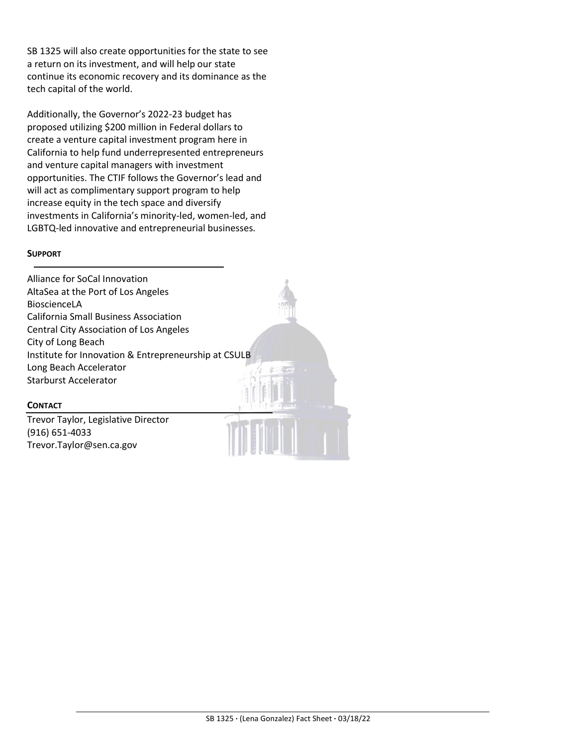SB 1325 will also create opportunities for the state to see a return on its investment, and will help our state continue its economic recovery and its dominance as the tech capital of the world.

Additionally, the Governor's 2022-23 budget has proposed utilizing $200 million in Federal dollars to create a venture capital investment program here in California to help fund underrepresented entrepreneurs and venture capital managers with investment opportunities. The CTIF follows the Governor's lead and will act as complimentary support program to help increase equity in the tech space and diversify investments in California's minority-led, women-led, and LGBTQ-led innovative and entrepreneurial businesses.

**SUPPORT**

Alliance for SoCal Innovation
AltaSea at the Port of Los Angeles
BioscienceLA
California Small Business Association
Central City Association of Los Angeles
City of Long Beach
Institute for Innovation & Entrepreneurship at CSULB
Long Beach Accelerator
Starburst Accelerator

**CONTACT**

Trevor Taylor, Legislative Director
(916) 651-4033
Trevor.Taylor@sen.ca.gov